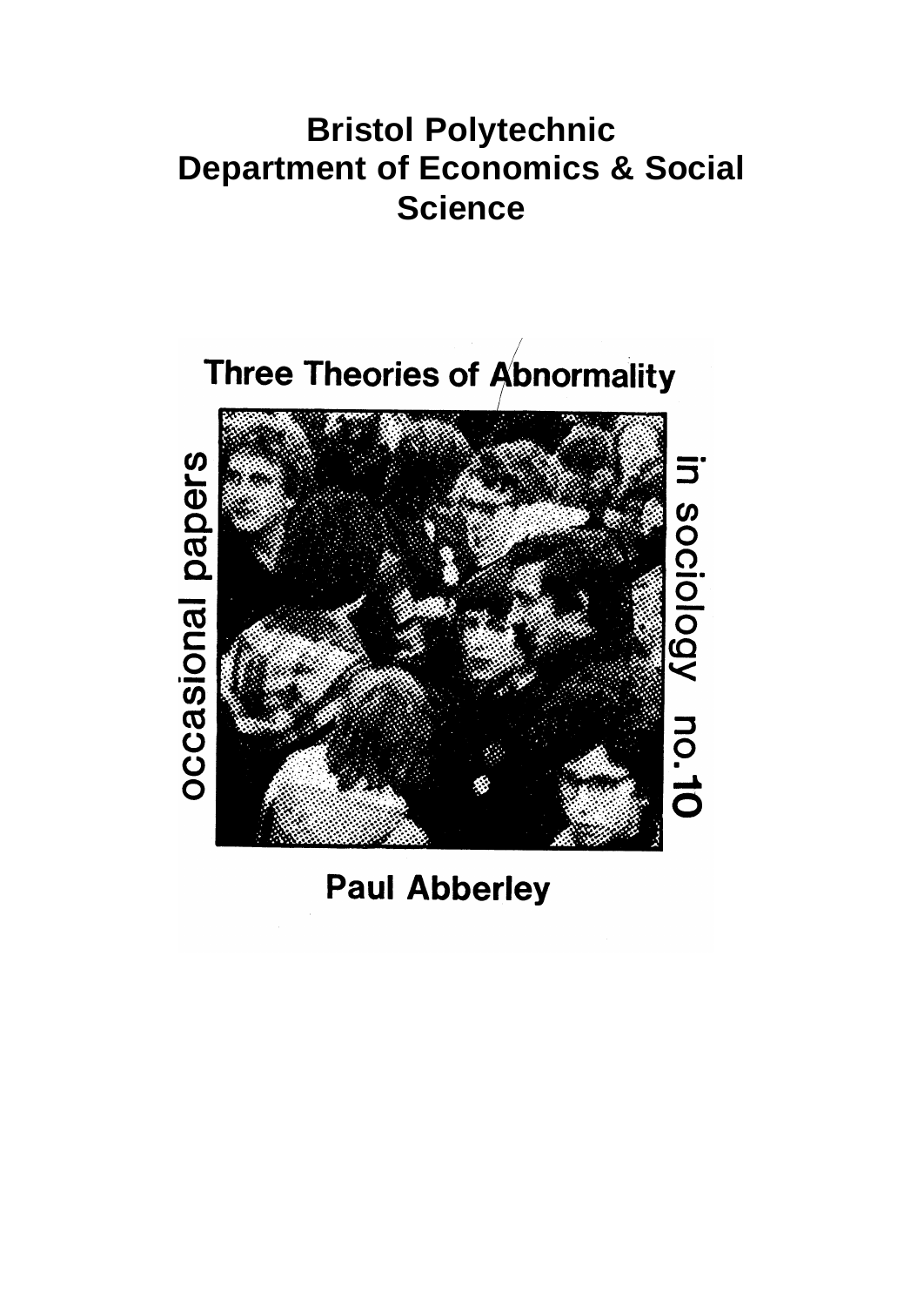# Bristol Polytechnic
# Department of Economics & Social Science

## Three Theories of Abnormality

occasional papers in sociology no.10

**Paul Abberley**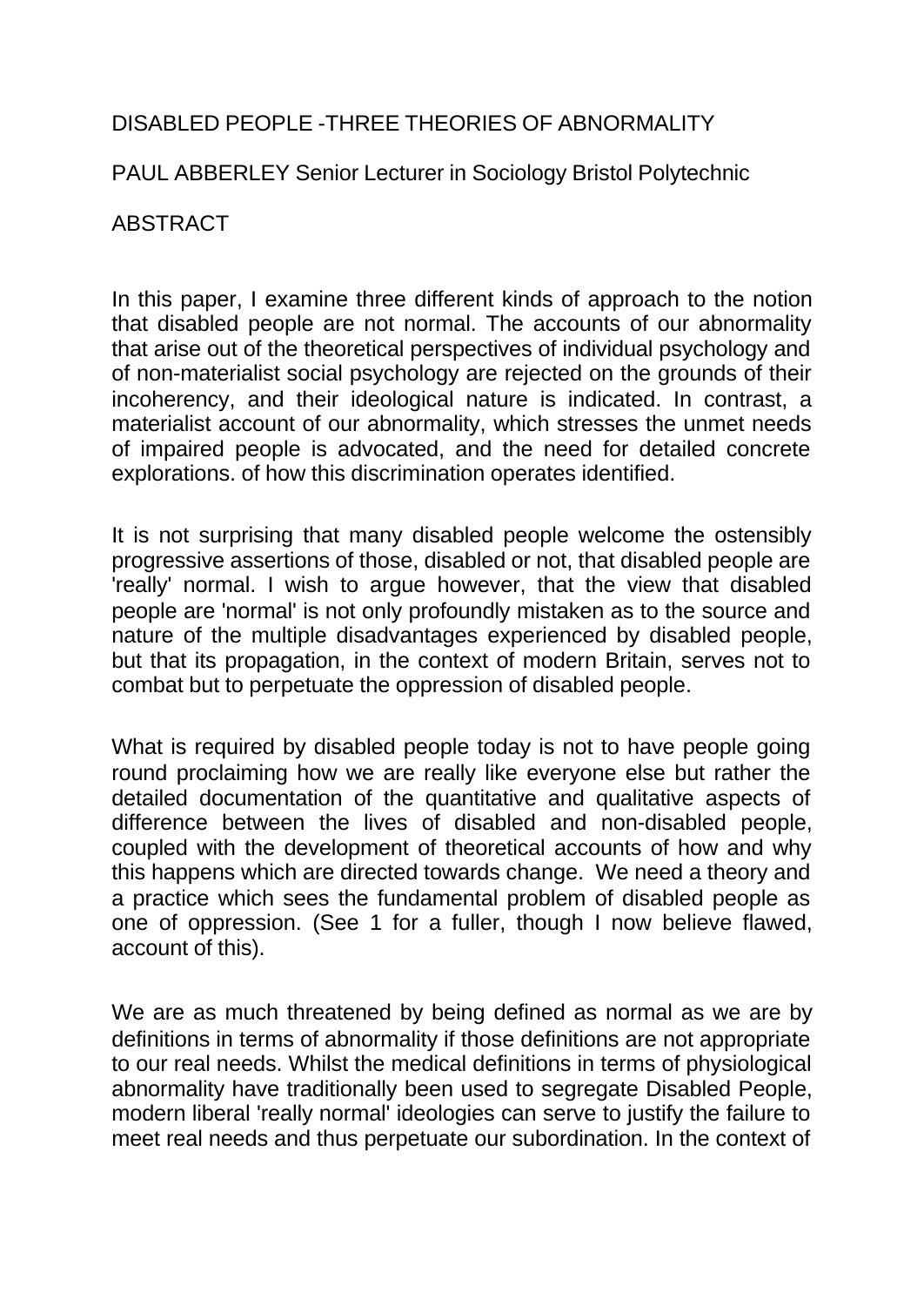# DISABLED PEOPLE -THREE THEORIES OF ABNORMALITY

PAUL ABBERLEY Senior Lecturer in Sociology Bristol Polytechnic

## ABSTRACT

In this paper, I examine three different kinds of approach to the notion that disabled people are not normal. The accounts of our abnormality that arise out of the theoretical perspectives of individual psychology and of non-materialist social psychology are rejected on the grounds of their incoherency, and their ideological nature is indicated. In contrast, a materialist account of our abnormality, which stresses the unmet needs of impaired people is advocated, and the need for detailed concrete explorations. of how this discrimination operates identified.

It is not surprising that many disabled people welcome the ostensibly progressive assertions of those, disabled or not, that disabled people are 'really' normal. I wish to argue however, that the view that disabled people are 'normal' is not only profoundly mistaken as to the source and nature of the multiple disadvantages experienced by disabled people, but that its propagation, in the context of modern Britain, serves not to combat but to perpetuate the oppression of disabled people.

What is required by disabled people today is not to have people going round proclaiming how we are really like everyone else but rather the detailed documentation of the quantitative and qualitative aspects of difference between the lives of disabled and non-disabled people, coupled with the development of theoretical accounts of how and why this happens which are directed towards change. We need a theory and a practice which sees the fundamental problem of disabled people as one of oppression. (See 1 for a fuller, though I now believe flawed, account of this).

We are as much threatened by being defined as normal as we are by definitions in terms of abnormality if those definitions are not appropriate to our real needs. Whilst the medical definitions in terms of physiological abnormality have traditionally been used to segregate Disabled People, modern liberal 'really normal' ideologies can serve to justify the failure to meet real needs and thus perpetuate our subordination. In the context of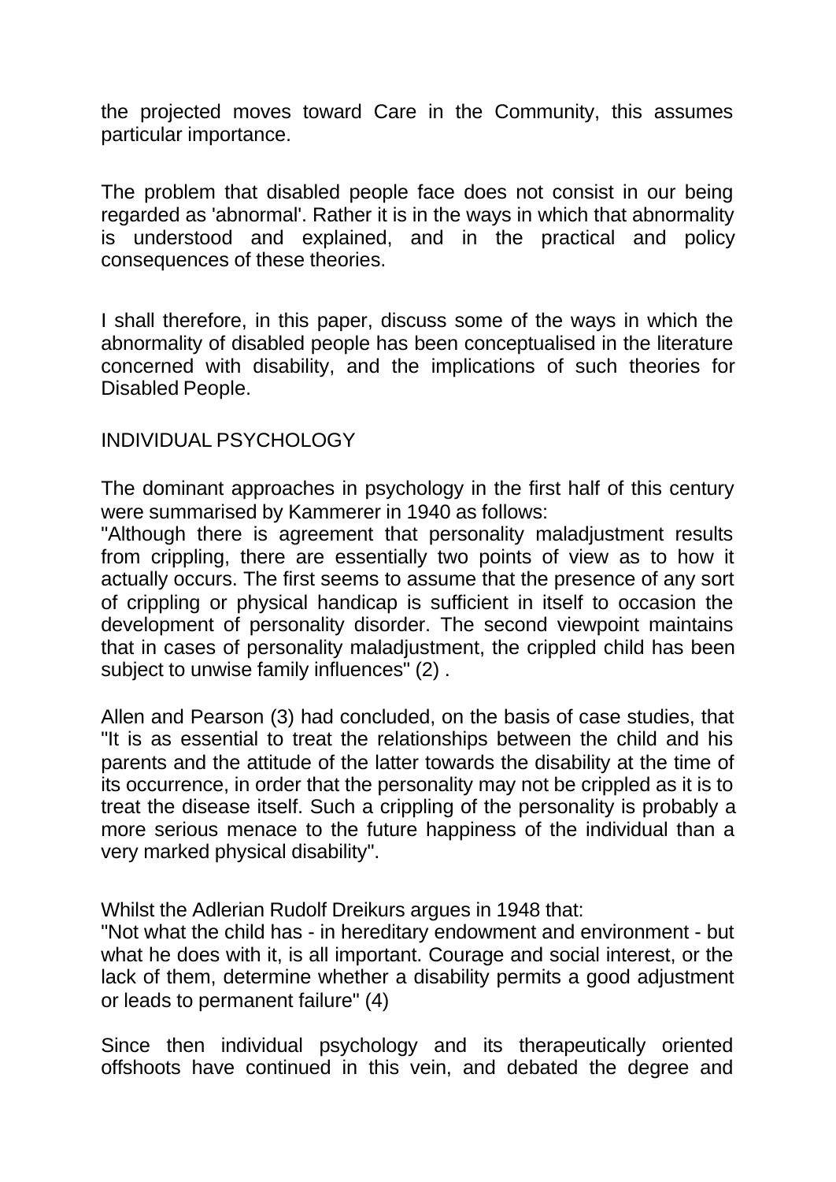the projected moves toward Care in the Community, this assumes particular importance.

The problem that disabled people face does not consist in our being regarded as 'abnormal'. Rather it is in the ways in which that abnormality is understood and explained, and in the practical and policy consequences of these theories.

I shall therefore, in this paper, discuss some of the ways in which the abnormality of disabled people has been conceptualised in the literature concerned with disability, and the implications of such theories for Disabled People.

## INDIVIDUAL PSYCHOLOGY

The dominant approaches in psychology in the first half of this century were summarised by Kammerer in 1940 as follows:
"Although there is agreement that personality maladjustment results from crippling, there are essentially two points of view as to how it actually occurs. The first seems to assume that the presence of any sort of crippling or physical handicap is sufficient in itself to occasion the development of personality disorder. The second viewpoint maintains that in cases of personality maladjustment, the crippled child has been subject to unwise family influences" (2) .

Allen and Pearson (3) had concluded, on the basis of case studies, that "It is as essential to treat the relationships between the child and his parents and the attitude of the latter towards the disability at the time of its occurrence, in order that the personality may not be crippled as it is to treat the disease itself. Such a crippling of the personality is probably a more serious menace to the future happiness of the individual than a very marked physical disability".

Whilst the Adlerian Rudolf Dreikurs argues in 1948 that:
"Not what the child has - in hereditary endowment and environment - but what he does with it, is all important. Courage and social interest, or the lack of them, determine whether a disability permits a good adjustment or leads to permanent failure" (4)

Since then individual psychology and its therapeutically oriented offshoots have continued in this vein, and debated the degree and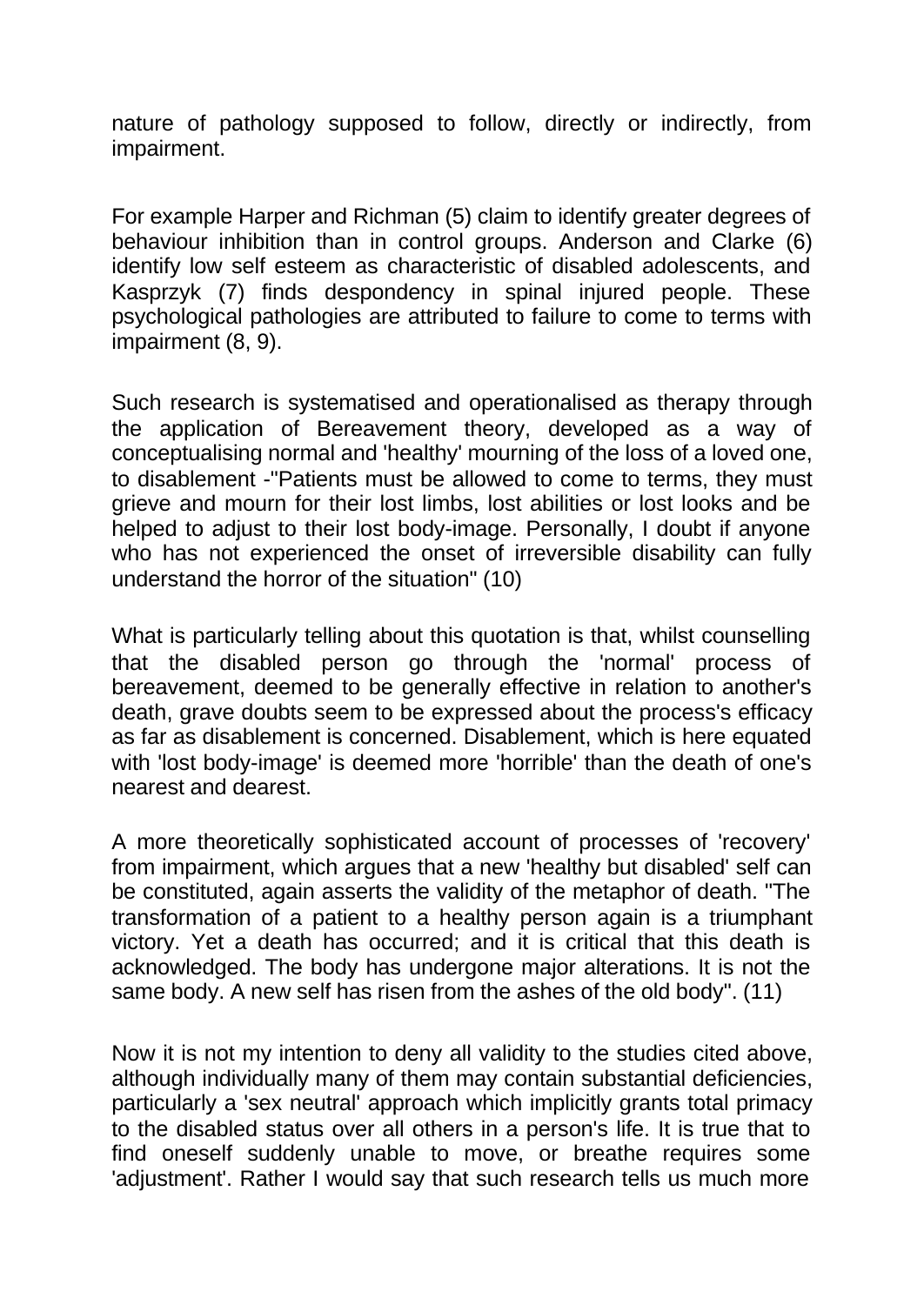nature of pathology supposed to follow, directly or indirectly, from impairment.

For example Harper and Richman (5) claim to identify greater degrees of behaviour inhibition than in control groups. Anderson and Clarke (6) identify low self esteem as characteristic of disabled adolescents, and Kasprzyk (7) finds despondency in spinal injured people. These psychological pathologies are attributed to failure to come to terms with impairment (8, 9).

Such research is systematised and operationalised as therapy through the application of Bereavement theory, developed as a way of conceptualising normal and 'healthy' mourning of the loss of a loved one, to disablement -"Patients must be allowed to come to terms, they must grieve and mourn for their lost limbs, lost abilities or lost looks and be helped to adjust to their lost body-image. Personally, I doubt if anyone who has not experienced the onset of irreversible disability can fully understand the horror of the situation" (10)

What is particularly telling about this quotation is that, whilst counselling that the disabled person go through the 'normal' process of bereavement, deemed to be generally effective in relation to another's death, grave doubts seem to be expressed about the process's efficacy as far as disablement is concerned. Disablement, which is here equated with 'lost body-image' is deemed more 'horrible' than the death of one's nearest and dearest.

A more theoretically sophisticated account of processes of 'recovery' from impairment, which argues that a new 'healthy but disabled' self can be constituted, again asserts the validity of the metaphor of death. "The transformation of a patient to a healthy person again is a triumphant victory. Yet a death has occurred; and it is critical that this death is acknowledged. The body has undergone major alterations. It is not the same body. A new self has risen from the ashes of the old body". (11)

Now it is not my intention to deny all validity to the studies cited above, although individually many of them may contain substantial deficiencies, particularly a 'sex neutral' approach which implicitly grants total primacy to the disabled status over all others in a person's life. It is true that to find oneself suddenly unable to move, or breathe requires some 'adjustment'. Rather I would say that such research tells us much more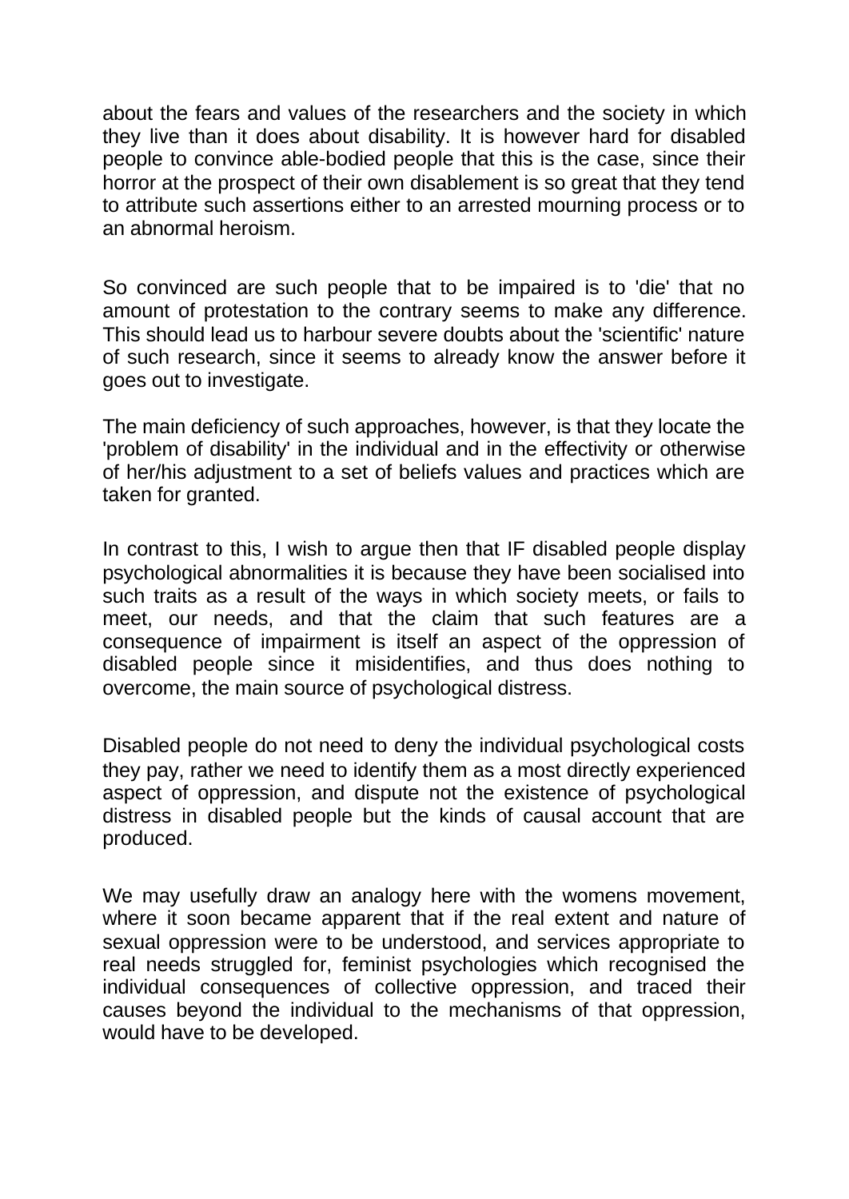about the fears and values of the researchers and the society in which they live than it does about disability. It is however hard for disabled people to convince able-bodied people that this is the case, since their horror at the prospect of their own disablement is so great that they tend to attribute such assertions either to an arrested mourning process or to an abnormal heroism.

So convinced are such people that to be impaired is to 'die' that no amount of protestation to the contrary seems to make any difference. This should lead us to harbour severe doubts about the 'scientific' nature of such research, since it seems to already know the answer before it goes out to investigate.

The main deficiency of such approaches, however, is that they locate the 'problem of disability' in the individual and in the effectivity or otherwise of her/his adjustment to a set of beliefs values and practices which are taken for granted.

In contrast to this, I wish to argue then that IF disabled people display psychological abnormalities it is because they have been socialised into such traits as a result of the ways in which society meets, or fails to meet, our needs, and that the claim that such features are a consequence of impairment is itself an aspect of the oppression of disabled people since it misidentifies, and thus does nothing to overcome, the main source of psychological distress.

Disabled people do not need to deny the individual psychological costs they pay, rather we need to identify them as a most directly experienced aspect of oppression, and dispute not the existence of psychological distress in disabled people but the kinds of causal account that are produced.

We may usefully draw an analogy here with the womens movement, where it soon became apparent that if the real extent and nature of sexual oppression were to be understood, and services appropriate to real needs struggled for, feminist psychologies which recognised the individual consequences of collective oppression, and traced their causes beyond the individual to the mechanisms of that oppression, would have to be developed.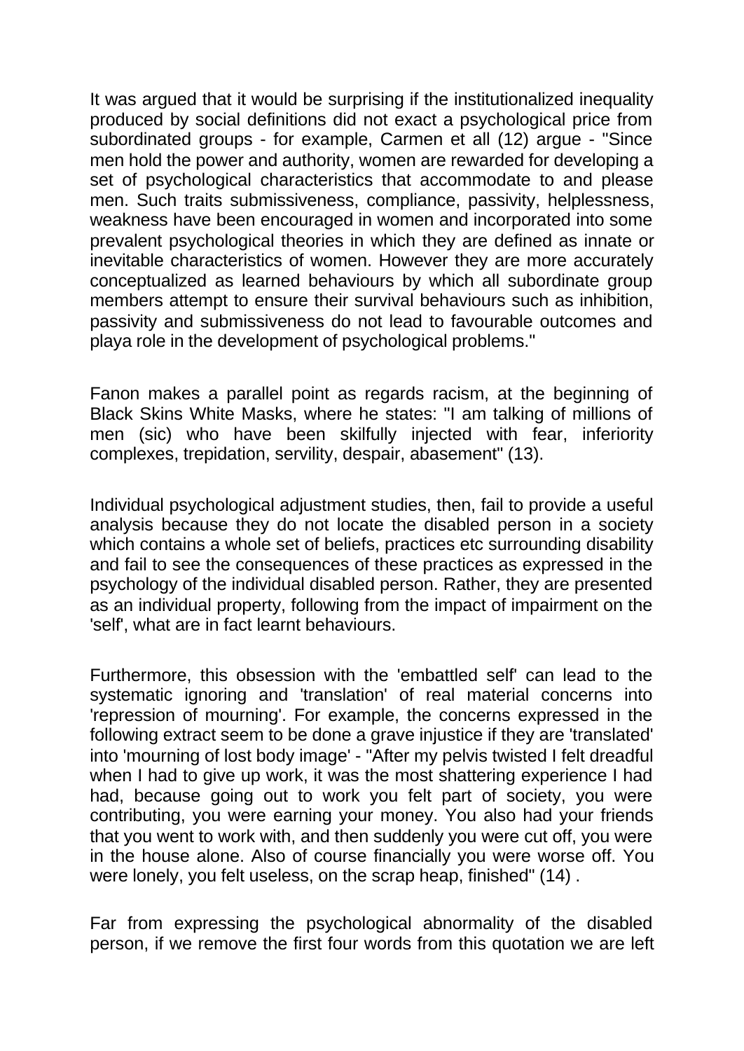It was argued that it would be surprising if the institutionalized inequality produced by social definitions did not exact a psychological price from subordinated groups - for example, Carmen et all (12) argue - "Since men hold the power and authority, women are rewarded for developing a set of psychological characteristics that accommodate to and please men. Such traits submissiveness, compliance, passivity, helplessness, weakness have been encouraged in women and incorporated into some prevalent psychological theories in which they are defined as innate or inevitable characteristics of women. However they are more accurately conceptualized as learned behaviours by which all subordinate group members attempt to ensure their survival behaviours such as inhibition, passivity and submissiveness do not lead to favourable outcomes and playa role in the development of psychological problems."

Fanon makes a parallel point as regards racism, at the beginning of Black Skins White Masks, where he states: "I am talking of millions of men (sic) who have been skilfully injected with fear, inferiority complexes, trepidation, servility, despair, abasement" (13).

Individual psychological adjustment studies, then, fail to provide a useful analysis because they do not locate the disabled person in a society which contains a whole set of beliefs, practices etc surrounding disability and fail to see the consequences of these practices as expressed in the psychology of the individual disabled person. Rather, they are presented as an individual property, following from the impact of impairment on the 'self', what are in fact learnt behaviours.

Furthermore, this obsession with the 'embattled self' can lead to the systematic ignoring and 'translation' of real material concerns into 'repression of mourning'. For example, the concerns expressed in the following extract seem to be done a grave injustice if they are 'translated' into 'mourning of lost body image' - "After my pelvis twisted I felt dreadful when I had to give up work, it was the most shattering experience I had had, because going out to work you felt part of society, you were contributing, you were earning your money. You also had your friends that you went to work with, and then suddenly you were cut off, you were in the house alone. Also of course financially you were worse off. You were lonely, you felt useless, on the scrap heap, finished" (14) .

Far from expressing the psychological abnormality of the disabled person, if we remove the first four words from this quotation we are left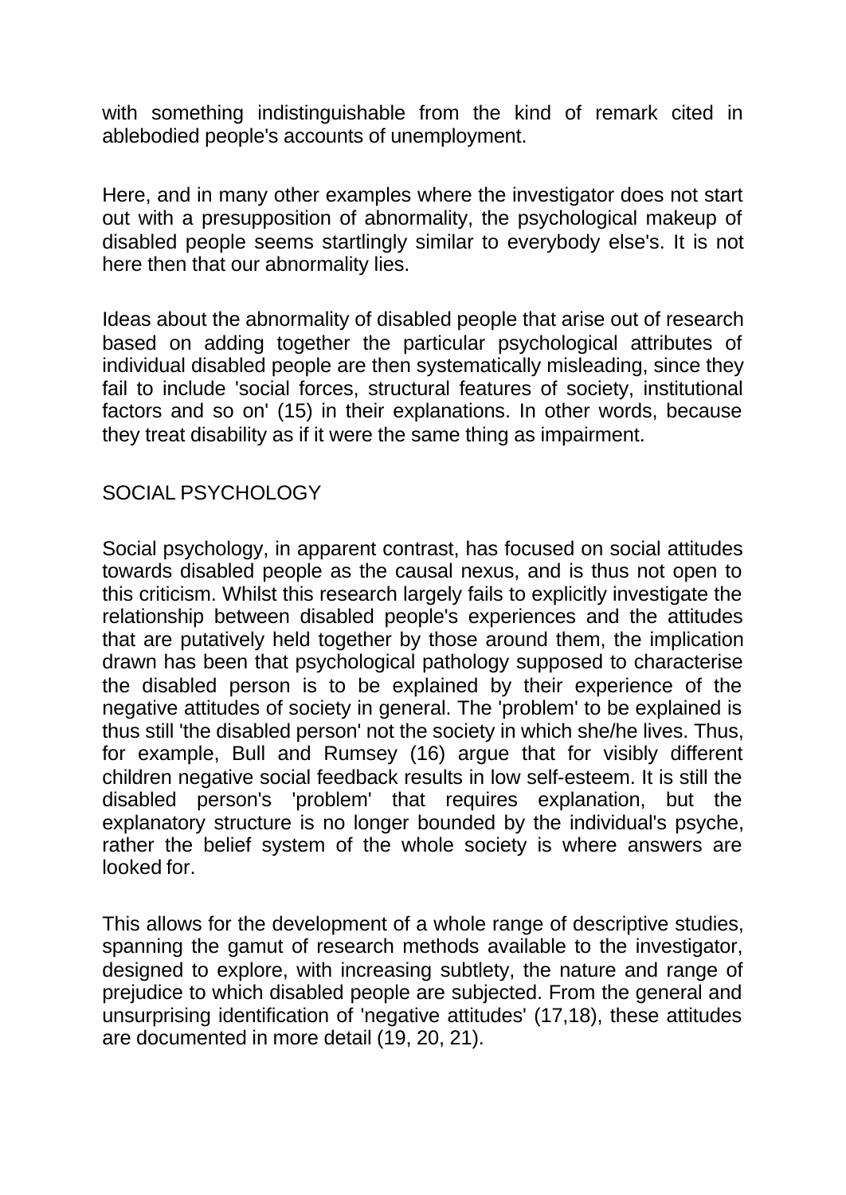with something indistinguishable from the kind of remark cited in ablebodied people's accounts of unemployment.

Here, and in many other examples where the investigator does not start out with a presupposition of abnormality, the psychological makeup of disabled people seems startlingly similar to everybody else's. It is not here then that our abnormality lies.

Ideas about the abnormality of disabled people that arise out of research based on adding together the particular psychological attributes of individual disabled people are then systematically misleading, since they fail to include 'social forces, structural features of society, institutional factors and so on' (15) in their explanations. In other words, because they treat disability as if it were the same thing as impairment.

## SOCIAL PSYCHOLOGY

Social psychology, in apparent contrast, has focused on social attitudes towards disabled people as the causal nexus, and is thus not open to this criticism. Whilst this research largely fails to explicitly investigate the relationship between disabled people's experiences and the attitudes that are putatively held together by those around them, the implication drawn has been that psychological pathology supposed to characterise the disabled person is to be explained by their experience of the negative attitudes of society in general. The 'problem' to be explained is thus still 'the disabled person' not the society in which she/he lives. Thus, for example, Bull and Rumsey (16) argue that for visibly different children negative social feedback results in low self-esteem. It is still the disabled person's 'problem' that requires explanation, but the explanatory structure is no longer bounded by the individual's psyche, rather the belief system of the whole society is where answers are looked for.

This allows for the development of a whole range of descriptive studies, spanning the gamut of research methods available to the investigator, designed to explore, with increasing subtlety, the nature and range of prejudice to which disabled people are subjected. From the general and unsurprising identification of 'negative attitudes' (17,18), these attitudes are documented in more detail (19, 20, 21).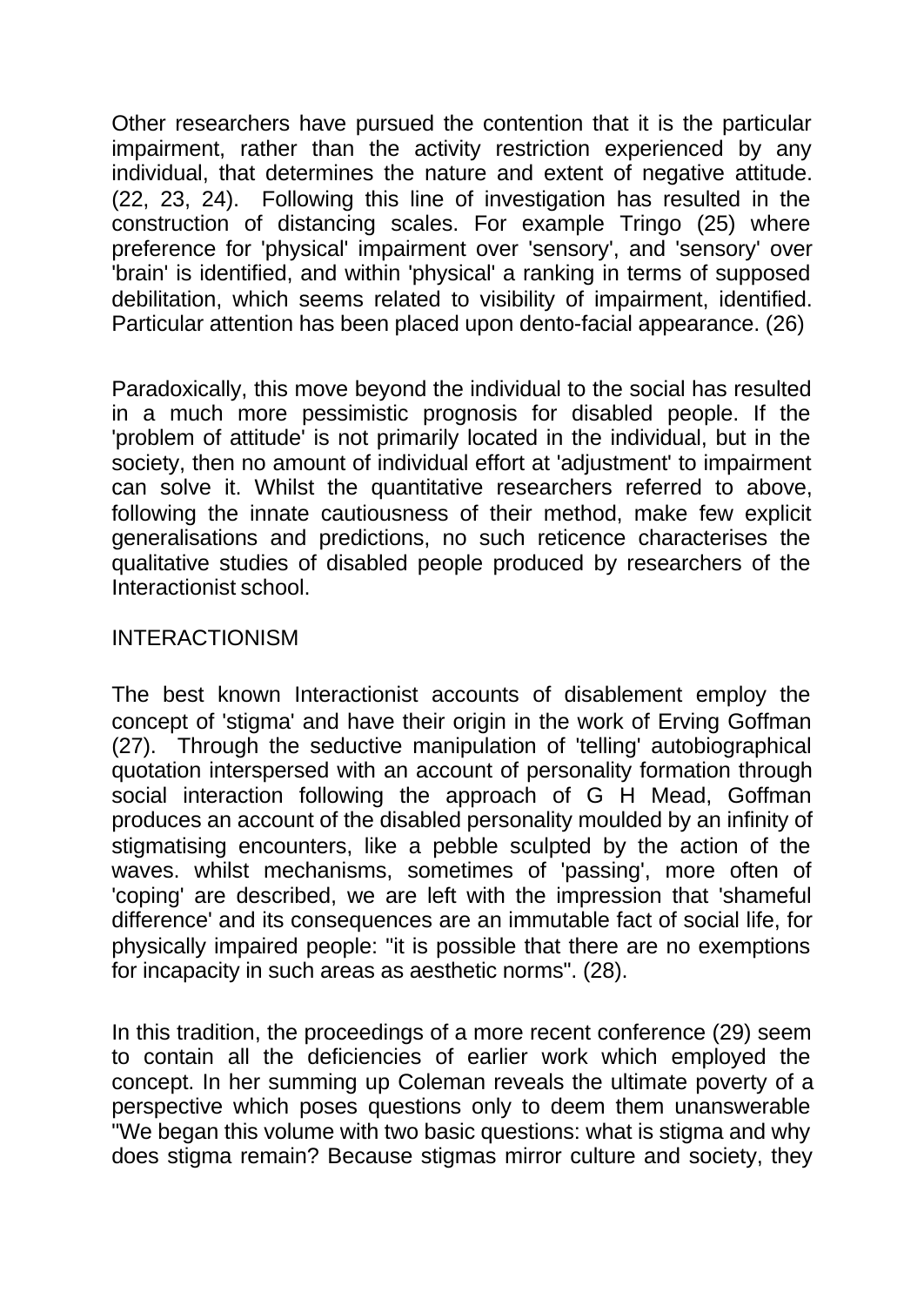Other researchers have pursued the contention that it is the particular impairment, rather than the activity restriction experienced by any individual, that determines the nature and extent of negative attitude. (22, 23, 24). Following this line of investigation has resulted in the construction of distancing scales. For example Tringo (25) where preference for 'physical' impairment over 'sensory', and 'sensory' over 'brain' is identified, and within 'physical' a ranking in terms of supposed debilitation, which seems related to visibility of impairment, identified. Particular attention has been placed upon dento-facial appearance. (26)

Paradoxically, this move beyond the individual to the social has resulted in a much more pessimistic prognosis for disabled people. If the 'problem of attitude' is not primarily located in the individual, but in the society, then no amount of individual effort at 'adjustment' to impairment can solve it. Whilst the quantitative researchers referred to above, following the innate cautiousness of their method, make few explicit generalisations and predictions, no such reticence characterises the qualitative studies of disabled people produced by researchers of the Interactionist school.

## INTERACTIONISM

The best known Interactionist accounts of disablement employ the concept of 'stigma' and have their origin in the work of Erving Goffman (27). Through the seductive manipulation of 'telling' autobiographical quotation interspersed with an account of personality formation through social interaction following the approach of G H Mead, Goffman produces an account of the disabled personality moulded by an infinity of stigmatising encounters, like a pebble sculpted by the action of the waves. whilst mechanisms, sometimes of 'passing', more often of 'coping' are described, we are left with the impression that 'shameful difference' and its consequences are an immutable fact of social life, for physically impaired people: "it is possible that there are no exemptions for incapacity in such areas as aesthetic norms". (28).

In this tradition, the proceedings of a more recent conference (29) seem to contain all the deficiencies of earlier work which employed the concept. In her summing up Coleman reveals the ultimate poverty of a perspective which poses questions only to deem them unanswerable "We began this volume with two basic questions: what is stigma and why does stigma remain? Because stigmas mirror culture and society, they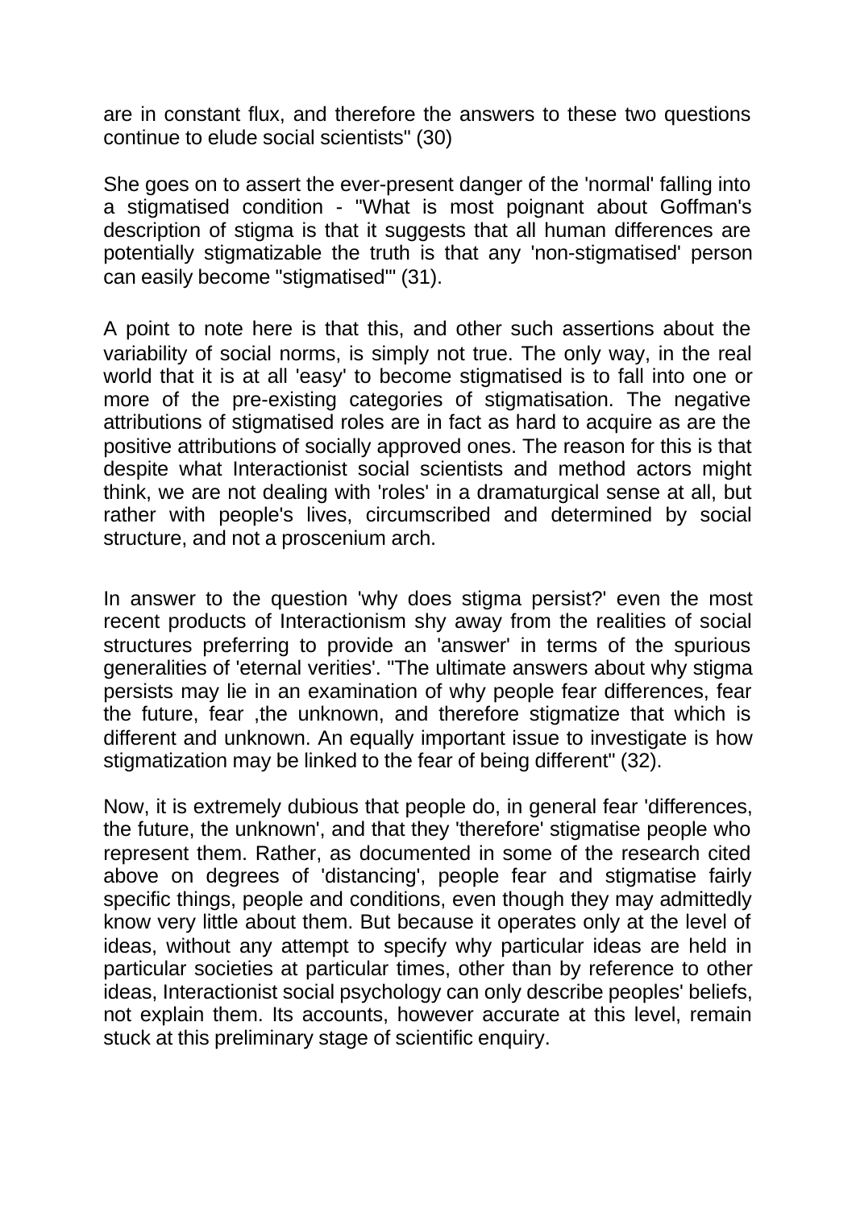are in constant flux, and therefore the answers to these two questions continue to elude social scientists" (30)

She goes on to assert the ever-present danger of the 'normal' falling into a stigmatised condition - "What is most poignant about Goffman's description of stigma is that it suggests that all human differences are potentially stigmatizable the truth is that any 'non-stigmatised' person can easily become "stigmatised"' (31).

A point to note here is that this, and other such assertions about the variability of social norms, is simply not true. The only way, in the real world that it is at all 'easy' to become stigmatised is to fall into one or more of the pre-existing categories of stigmatisation. The negative attributions of stigmatised roles are in fact as hard to acquire as are the positive attributions of socially approved ones. The reason for this is that despite what Interactionist social scientists and method actors might think, we are not dealing with 'roles' in a dramaturgical sense at all, but rather with people's lives, circumscribed and determined by social structure, and not a proscenium arch.

In answer to the question 'why does stigma persist?' even the most recent products of Interactionism shy away from the realities of social structures preferring to provide an 'answer' in terms of the spurious generalities of 'eternal verities'. "The ultimate answers about why stigma persists may lie in an examination of why people fear differences, fear the future, fear ,the unknown, and therefore stigmatize that which is different and unknown. An equally important issue to investigate is how stigmatization may be linked to the fear of being different" (32).

Now, it is extremely dubious that people do, in general fear 'differences, the future, the unknown', and that they 'therefore' stigmatise people who represent them. Rather, as documented in some of the research cited above on degrees of 'distancing', people fear and stigmatise fairly specific things, people and conditions, even though they may admittedly know very little about them. But because it operates only at the level of ideas, without any attempt to specify why particular ideas are held in particular societies at particular times, other than by reference to other ideas, Interactionist social psychology can only describe peoples' beliefs, not explain them. Its accounts, however accurate at this level, remain stuck at this preliminary stage of scientific enquiry.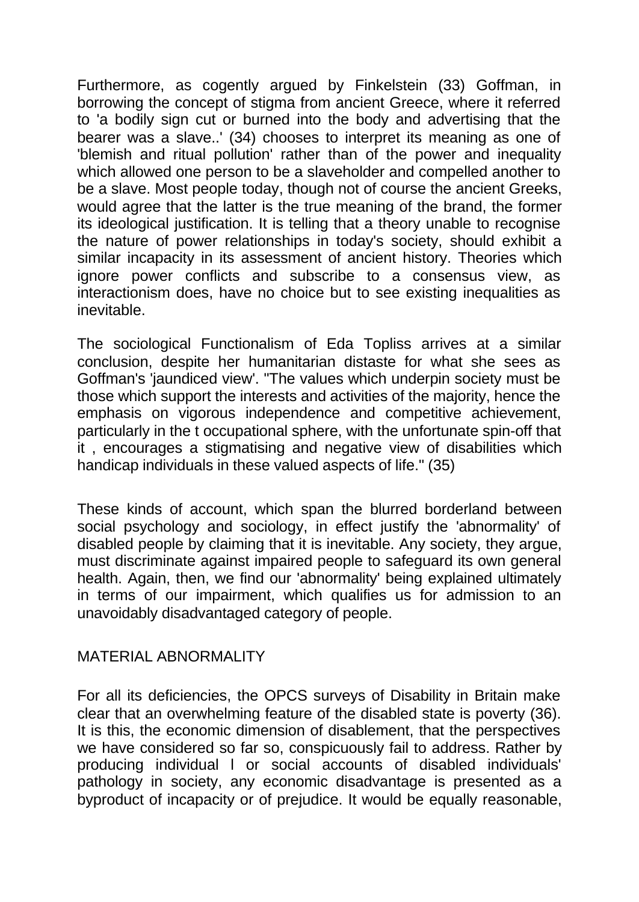Furthermore, as cogently argued by Finkelstein (33) Goffman, in borrowing the concept of stigma from ancient Greece, where it referred to 'a bodily sign cut or burned into the body and advertising that the bearer was a slave..' (34) chooses to interpret its meaning as one of 'blemish and ritual pollution' rather than of the power and inequality which allowed one person to be a slaveholder and compelled another to be a slave. Most people today, though not of course the ancient Greeks, would agree that the latter is the true meaning of the brand, the former its ideological justification. It is telling that a theory unable to recognise the nature of power relationships in today's society, should exhibit a similar incapacity in its assessment of ancient history. Theories which ignore power conflicts and subscribe to a consensus view, as interactionism does, have no choice but to see existing inequalities as inevitable.

The sociological Functionalism of Eda Topliss arrives at a similar conclusion, despite her humanitarian distaste for what she sees as Goffman's 'jaundiced view'. "The values which underpin society must be those which support the interests and activities of the majority, hence the emphasis on vigorous independence and competitive achievement, particularly in the t occupational sphere, with the unfortunate spin-off that it , encourages a stigmatising and negative view of disabilities which handicap individuals in these valued aspects of life." (35)

These kinds of account, which span the blurred borderland between social psychology and sociology, in effect justify the 'abnormality' of disabled people by claiming that it is inevitable. Any society, they argue, must discriminate against impaired people to safeguard its own general health. Again, then, we find our 'abnormality' being explained ultimately in terms of our impairment, which qualifies us for admission to an unavoidably disadvantaged category of people.

## MATERIAL ABNORMALITY

For all its deficiencies, the OPCS surveys of Disability in Britain make clear that an overwhelming feature of the disabled state is poverty (36). It is this, the economic dimension of disablement, that the perspectives we have considered so far so, conspicuously fail to address. Rather by producing individual l or social accounts of disabled individuals' pathology in society, any economic disadvantage is presented as a byproduct of incapacity or of prejudice. It would be equally reasonable,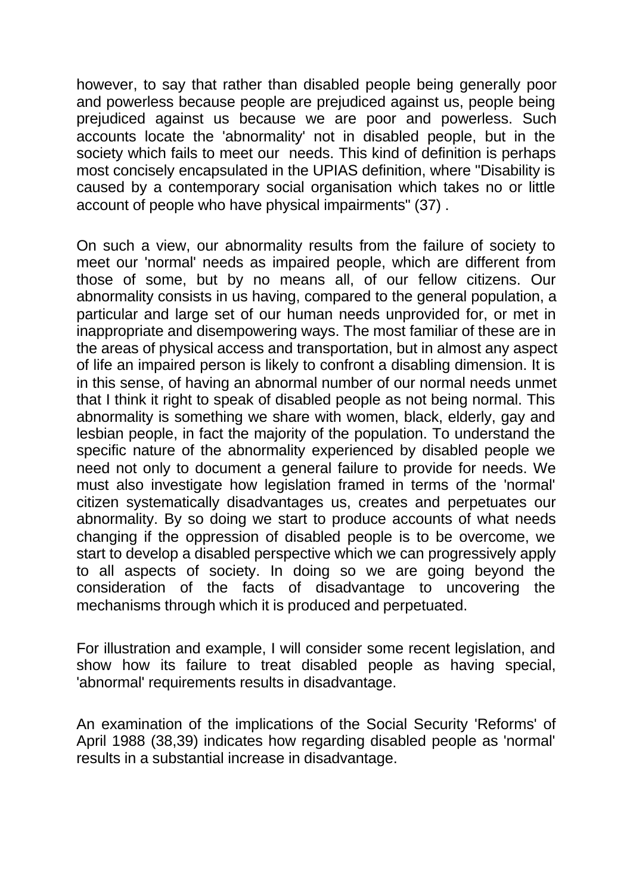however, to say that rather than disabled people being generally poor and powerless because people are prejudiced against us, people being prejudiced against us because we are poor and powerless. Such accounts locate the 'abnormality' not in disabled people, but in the society which fails to meet our needs. This kind of definition is perhaps most concisely encapsulated in the UPIAS definition, where "Disability is caused by a contemporary social organisation which takes no or little account of people who have physical impairments" (37) .

On such a view, our abnormality results from the failure of society to meet our 'normal' needs as impaired people, which are different from those of some, but by no means all, of our fellow citizens. Our abnormality consists in us having, compared to the general population, a particular and large set of our human needs unprovided for, or met in inappropriate and disempowering ways. The most familiar of these are in the areas of physical access and transportation, but in almost any aspect of life an impaired person is likely to confront a disabling dimension. It is in this sense, of having an abnormal number of our normal needs unmet that I think it right to speak of disabled people as not being normal. This abnormality is something we share with women, black, elderly, gay and lesbian people, in fact the majority of the population. To understand the specific nature of the abnormality experienced by disabled people we need not only to document a general failure to provide for needs. We must also investigate how legislation framed in terms of the 'normal' citizen systematically disadvantages us, creates and perpetuates our abnormality. By so doing we start to produce accounts of what needs changing if the oppression of disabled people is to be overcome, we start to develop a disabled perspective which we can progressively apply to all aspects of society. In doing so we are going beyond the consideration of the facts of disadvantage to uncovering the mechanisms through which it is produced and perpetuated.

For illustration and example, I will consider some recent legislation, and show how its failure to treat disabled people as having special, 'abnormal' requirements results in disadvantage.

An examination of the implications of the Social Security 'Reforms' of April 1988 (38,39) indicates how regarding disabled people as 'normal' results in a substantial increase in disadvantage.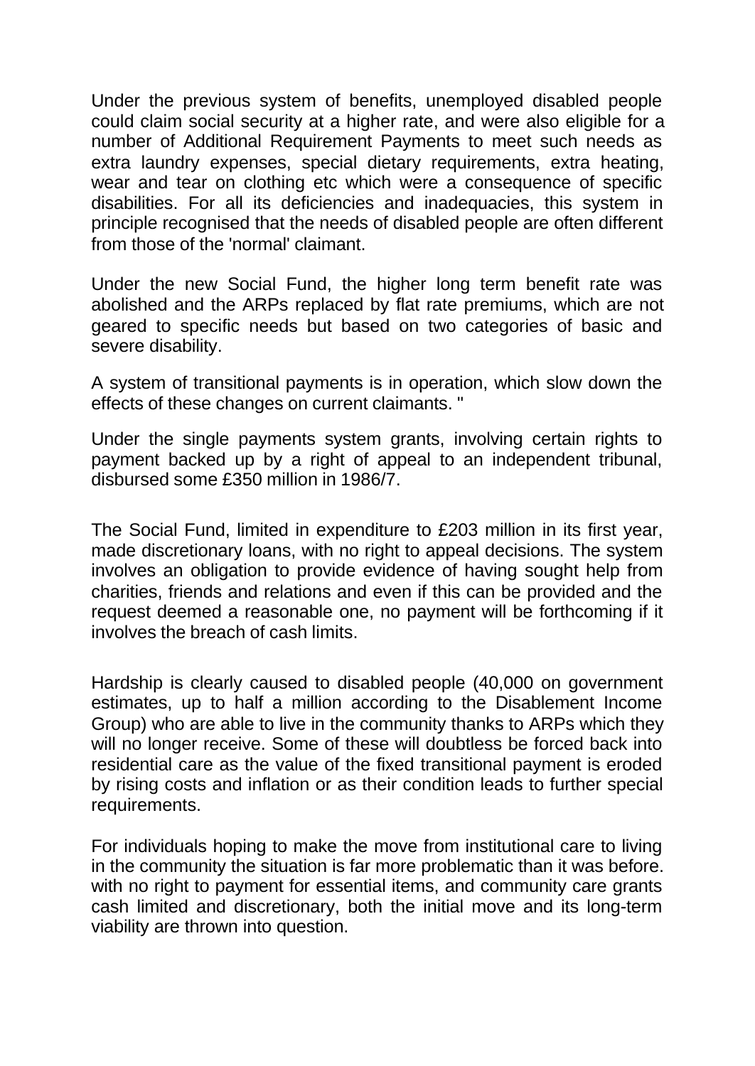Under the previous system of benefits, unemployed disabled people could claim social security at a higher rate, and were also eligible for a number of Additional Requirement Payments to meet such needs as extra laundry expenses, special dietary requirements, extra heating, wear and tear on clothing etc which were a consequence of specific disabilities. For all its deficiencies and inadequacies, this system in principle recognised that the needs of disabled people are often different from those of the 'normal' claimant.

Under the new Social Fund, the higher long term benefit rate was abolished and the ARPs replaced by flat rate premiums, which are not geared to specific needs but based on two categories of basic and severe disability.

A system of transitional payments is in operation, which slow down the effects of these changes on current claimants. "

Under the single payments system grants, involving certain rights to payment backed up by a right of appeal to an independent tribunal, disbursed some £350 million in 1986/7.

The Social Fund, limited in expenditure to £203 million in its first year, made discretionary loans, with no right to appeal decisions. The system involves an obligation to provide evidence of having sought help from charities, friends and relations and even if this can be provided and the request deemed a reasonable one, no payment will be forthcoming if it involves the breach of cash limits.

Hardship is clearly caused to disabled people (40,000 on government estimates, up to half a million according to the Disablement Income Group) who are able to live in the community thanks to ARPs which they will no longer receive. Some of these will doubtless be forced back into residential care as the value of the fixed transitional payment is eroded by rising costs and inflation or as their condition leads to further special requirements.

For individuals hoping to make the move from institutional care to living in the community the situation is far more problematic than it was before. with no right to payment for essential items, and community care grants cash limited and discretionary, both the initial move and its long-term viability are thrown into question.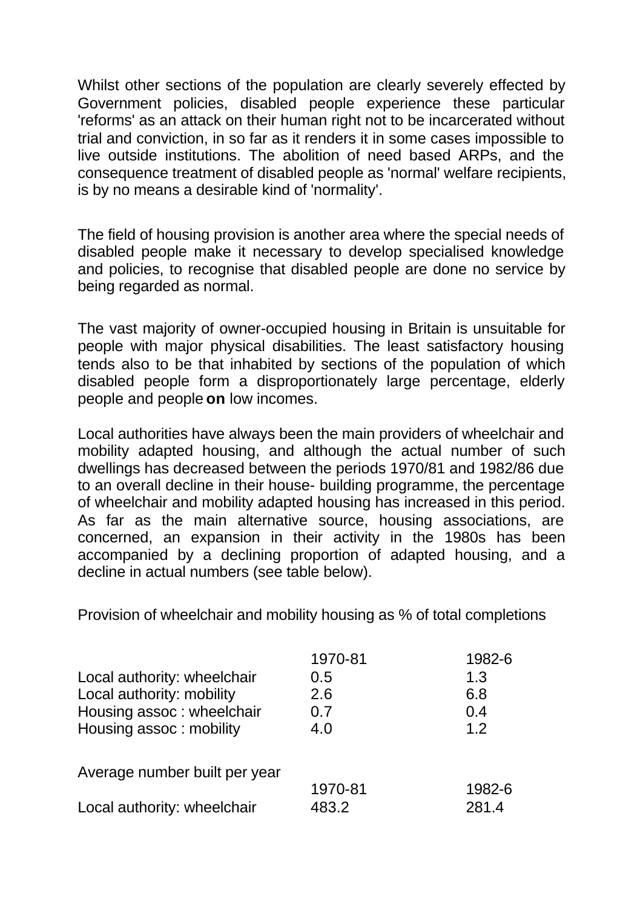Whilst other sections of the population are clearly severely effected by Government policies, disabled people experience these particular 'reforms' as an attack on their human right not to be incarcerated without trial and conviction, in so far as it renders it in some cases impossible to live outside institutions. The abolition of need based ARPs, and the consequence treatment of disabled people as 'normal' welfare recipients, is by no means a desirable kind of 'normality'.

The field of housing provision is another area where the special needs of disabled people make it necessary to develop specialised knowledge and policies, to recognise that disabled people are done no service by being regarded as normal.

The vast majority of owner-occupied housing in Britain is unsuitable for people with major physical disabilities. The least satisfactory housing tends also to be that inhabited by sections of the population of which disabled people form a disproportionately large percentage, elderly people and people **on** low incomes.

Local authorities have always been the main providers of wheelchair and mobility adapted housing, and although the actual number of such dwellings has decreased between the periods 1970/81 and 1982/86 due to an overall decline in their house- building programme, the percentage of wheelchair and mobility adapted housing has increased in this period. As far as the main alternative source, housing associations, are concerned, an expansion in their activity in the 1980s has been accompanied by a declining proportion of adapted housing, and a decline in actual numbers (see table below).

Provision of wheelchair and mobility housing as % of total completions

| | 1970-81 | 1982-6 |
|---|---|---|
| Local authority: wheelchair | 0.5 | 1.3 |
| Local authority: mobility | 2.6 | 6.8 |
| Housing assoc : wheelchair | 0.7 | 0.4 |
| Housing assoc : mobility | 4.0 | 1.2 |

Average number built per year

| | 1970-81 | 1982-6 |
|---|---|---|
| Local authority: wheelchair | 483.2 | 281.4 |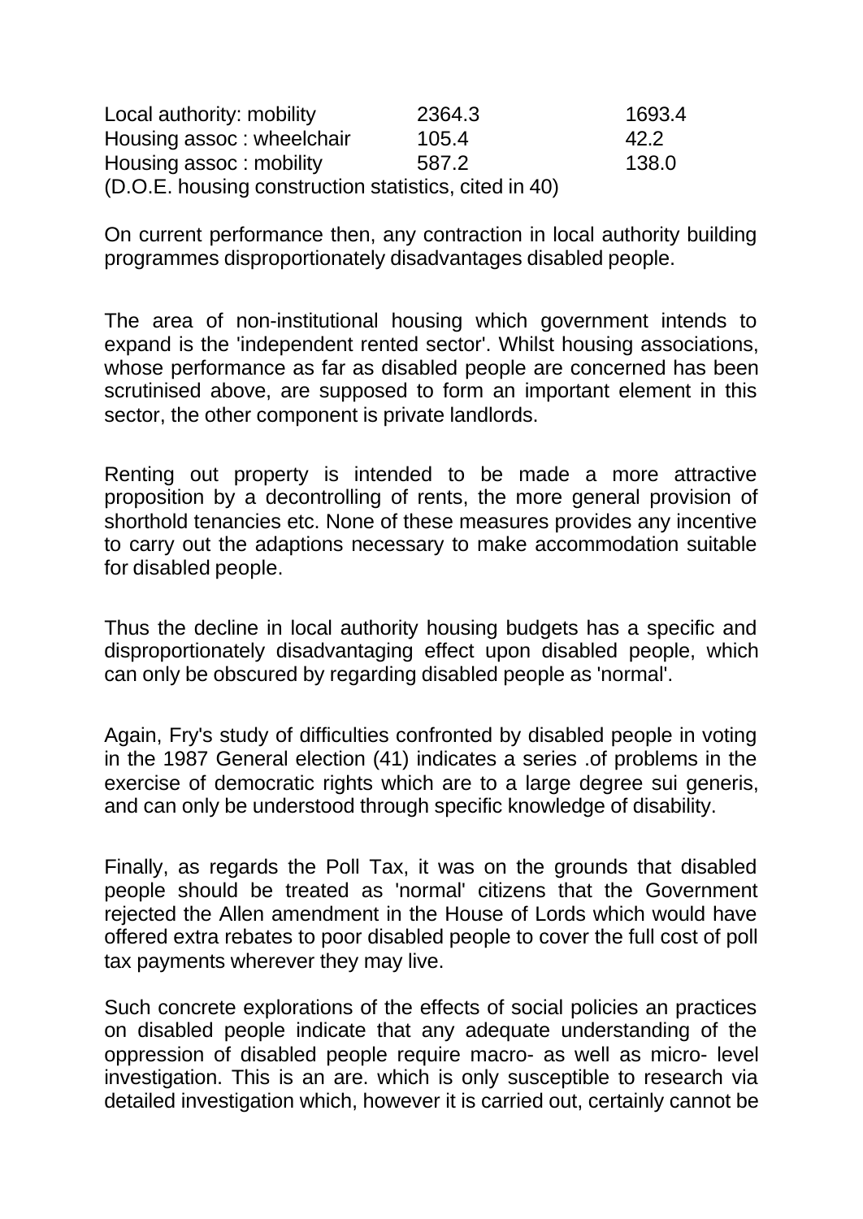| | | |
|---|---|---|
| Local authority: mobility | 2364.3 | 1693.4 |
| Housing assoc : wheelchair | 105.4 | 42.2 |
| Housing assoc : mobility | 587.2 | 138.0 |

(D.O.E. housing construction statistics, cited in 40)

On current performance then, any contraction in local authority building programmes disproportionately disadvantages disabled people.

The area of non-institutional housing which government intends to expand is the 'independent rented sector'. Whilst housing associations, whose performance as far as disabled people are concerned has been scrutinised above, are supposed to form an important element in this sector, the other component is private landlords.

Renting out property is intended to be made a more attractive proposition by a decontrolling of rents, the more general provision of shorthold tenancies etc. None of these measures provides any incentive to carry out the adaptions necessary to make accommodation suitable for disabled people.

Thus the decline in local authority housing budgets has a specific and disproportionately disadvantaging effect upon disabled people, which can only be obscured by regarding disabled people as 'normal'.

Again, Fry's study of difficulties confronted by disabled people in voting in the 1987 General election (41) indicates a series .of problems in the exercise of democratic rights which are to a large degree sui generis, and can only be understood through specific knowledge of disability.

Finally, as regards the Poll Tax, it was on the grounds that disabled people should be treated as 'normal' citizens that the Government rejected the Allen amendment in the House of Lords which would have offered extra rebates to poor disabled people to cover the full cost of poll tax payments wherever they may live.

Such concrete explorations of the effects of social policies an practices on disabled people indicate that any adequate understanding of the oppression of disabled people require macro- as well as micro- level investigation. This is an are. which is only susceptible to research via detailed investigation which, however it is carried out, certainly cannot be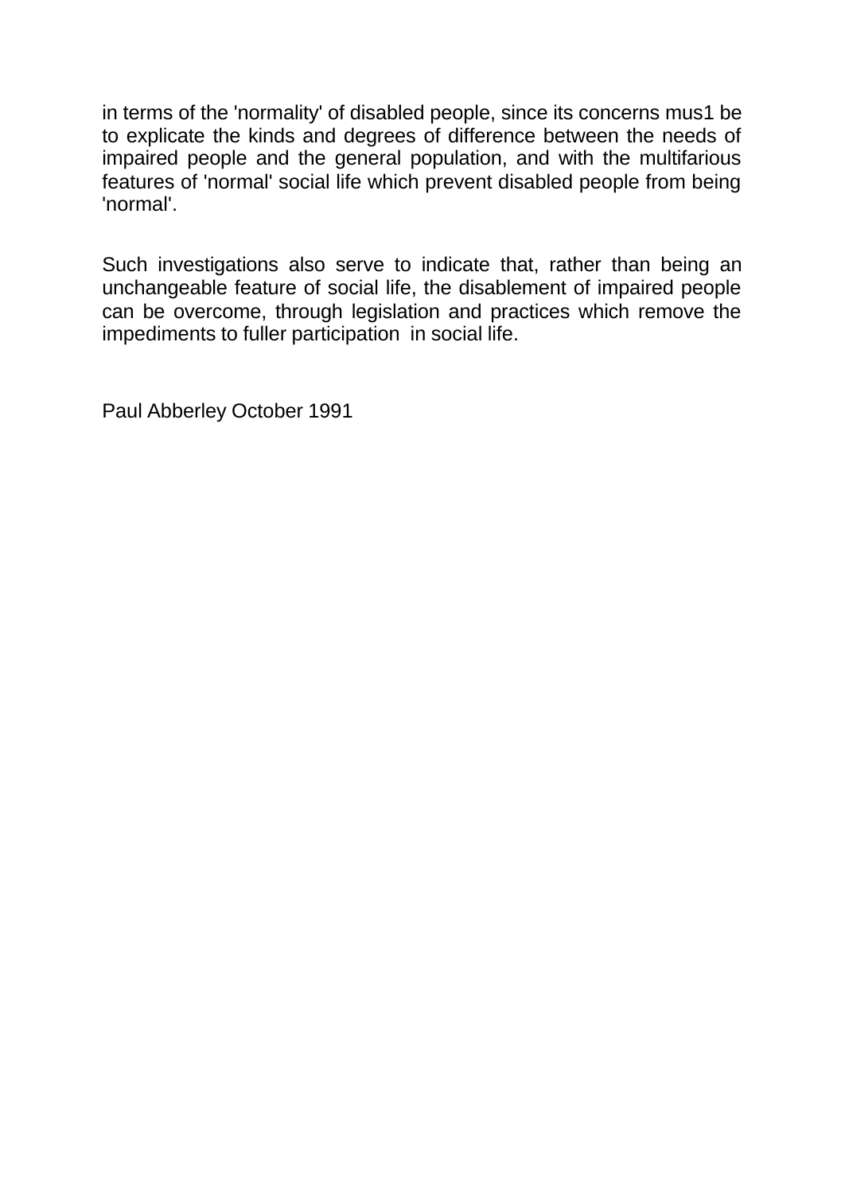in terms of the 'normality' of disabled people, since its concerns mus1 be to explicate the kinds and degrees of difference between the needs of impaired people and the general population, and with the multifarious features of 'normal' social life which prevent disabled people from being 'normal'.

Such investigations also serve to indicate that, rather than being an unchangeable feature of social life, the disablement of impaired people can be overcome, through legislation and practices which remove the impediments to fuller participation in social life.

Paul Abberley October 1991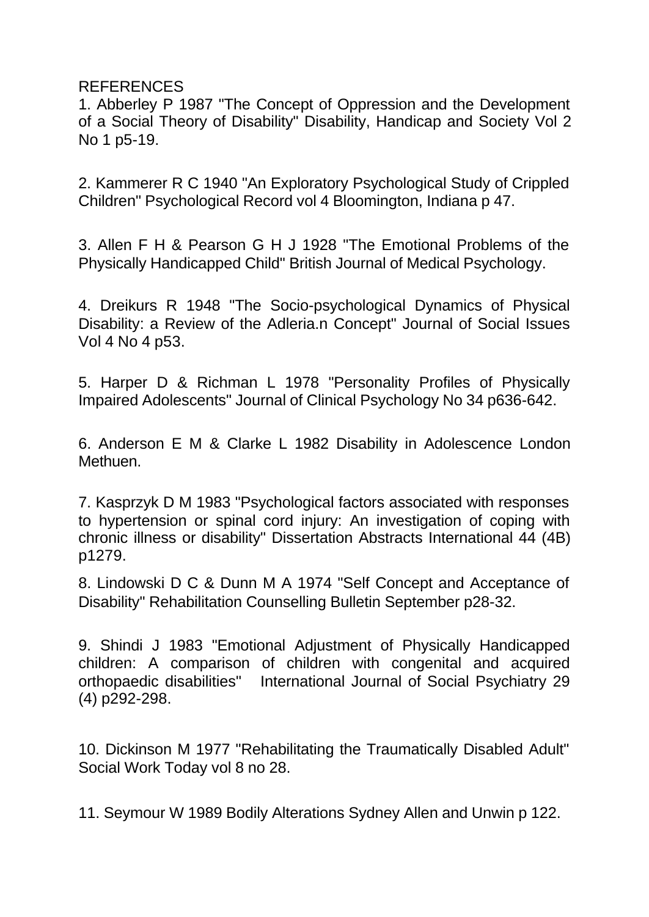REFERENCES

1. Abberley P 1987 "The Concept of Oppression and the Development of a Social Theory of Disability" Disability, Handicap and Society Vol 2 No 1 p5-19.

2. Kammerer R C 1940 "An Exploratory Psychological Study of Crippled Children" Psychological Record vol 4 Bloomington, Indiana p 47.

3. Allen F H & Pearson G H J 1928 "The Emotional Problems of the Physically Handicapped Child" British Journal of Medical Psychology.

4. Dreikurs R 1948 "The Socio-psychological Dynamics of Physical Disability: a Review of the Adleria.n Concept" Journal of Social Issues Vol 4 No 4 p53.

5. Harper D & Richman L 1978 "Personality Profiles of Physically Impaired Adolescents" Journal of Clinical Psychology No 34 p636-642.

6. Anderson E M & Clarke L 1982 Disability in Adolescence London Methuen.

7. Kasprzyk D M 1983 "Psychological factors associated with responses to hypertension or spinal cord injury: An investigation of coping with chronic illness or disability" Dissertation Abstracts International 44 (4B) p1279.

8. Lindowski D C & Dunn M A 1974 "Self Concept and Acceptance of Disability" Rehabilitation Counselling Bulletin September p28-32.

9. Shindi J 1983 "Emotional Adjustment of Physically Handicapped children: A comparison of children with congenital and acquired orthopaedic disabilities" International Journal of Social Psychiatry 29 (4) p292-298.

10. Dickinson M 1977 "Rehabilitating the Traumatically Disabled Adult" Social Work Today vol 8 no 28.

11. Seymour W 1989 Bodily Alterations Sydney Allen and Unwin p 122.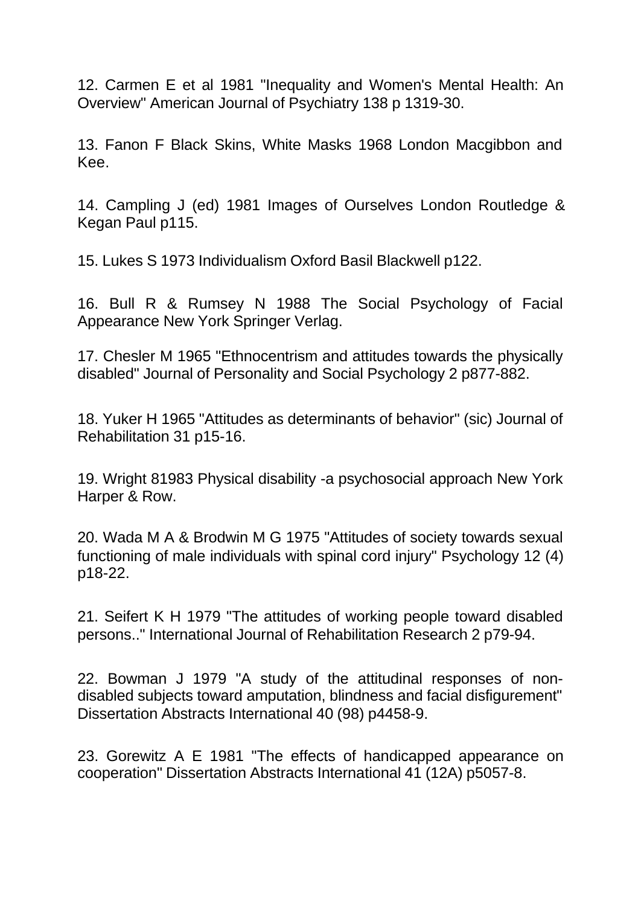12. Carmen E et al 1981 "Inequality and Women's Mental Health: An Overview" American Journal of Psychiatry 138 p 1319-30.

13. Fanon F Black Skins, White Masks 1968 London Macgibbon and Kee.

14. Campling J (ed) 1981 Images of Ourselves London Routledge & Kegan Paul p115.

15. Lukes S 1973 Individualism Oxford Basil Blackwell p122.

16. Bull R & Rumsey N 1988 The Social Psychology of Facial Appearance New York Springer Verlag.

17. Chesler M 1965 "Ethnocentrism and attitudes towards the physically disabled" Journal of Personality and Social Psychology 2 p877-882.

18. Yuker H 1965 "Attitudes as determinants of behavior" (sic) Journal of Rehabilitation 31 p15-16.

19. Wright 81983 Physical disability -a psychosocial approach New York Harper & Row.

20. Wada M A & Brodwin M G 1975 "Attitudes of society towards sexual functioning of male individuals with spinal cord injury" Psychology 12 (4) p18-22.

21. Seifert K H 1979 "The attitudes of working people toward disabled persons.." International Journal of Rehabilitation Research 2 p79-94.

22. Bowman J 1979 "A study of the attitudinal responses of non-disabled subjects toward amputation, blindness and facial disfigurement" Dissertation Abstracts International 40 (98) p4458-9.

23. Gorewitz A E 1981 "The effects of handicapped appearance on cooperation" Dissertation Abstracts International 41 (12A) p5057-8.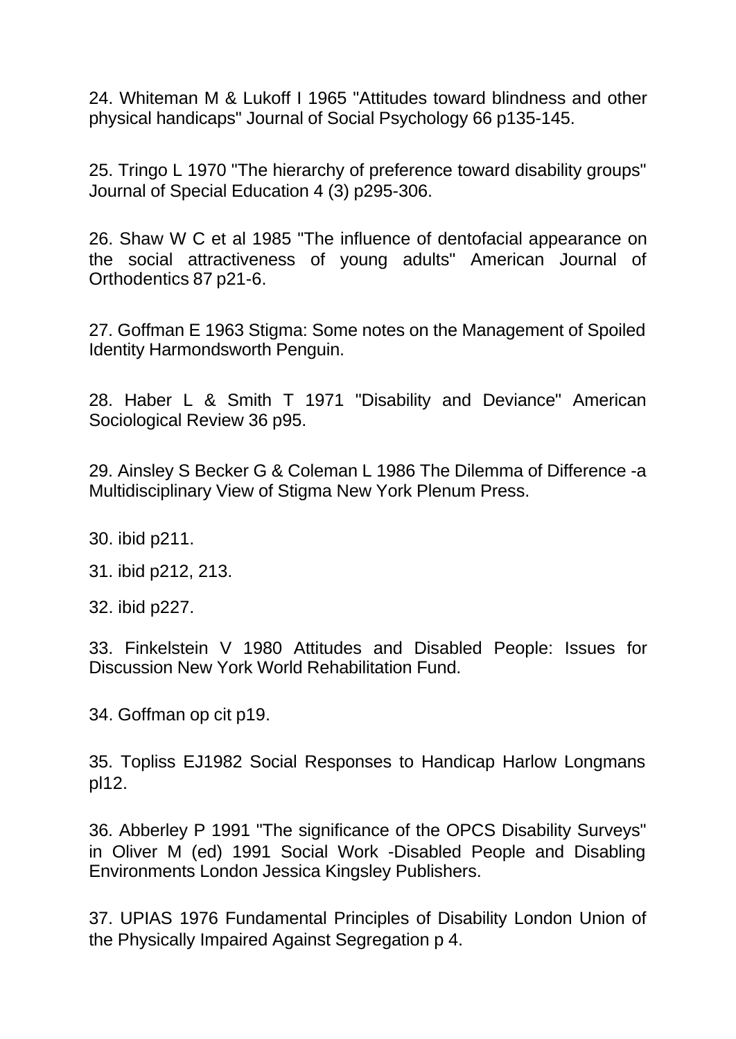24. Whiteman M & Lukoff I 1965 "Attitudes toward blindness and other physical handicaps" Journal of Social Psychology 66 p135-145.

25. Tringo L 1970 "The hierarchy of preference toward disability groups" Journal of Special Education 4 (3) p295-306.

26. Shaw W C et al 1985 "The influence of dentofacial appearance on the social attractiveness of young adults" American Journal of Orthodentics 87 p21-6.

27. Goffman E 1963 Stigma: Some notes on the Management of Spoiled Identity Harmondsworth Penguin.

28. Haber L & Smith T 1971 "Disability and Deviance" American Sociological Review 36 p95.

29. Ainsley S Becker G & Coleman L 1986 The Dilemma of Difference -a Multidisciplinary View of Stigma New York Plenum Press.

30. ibid p211.

31. ibid p212, 213.

32. ibid p227.

33. Finkelstein V 1980 Attitudes and Disabled People: Issues for Discussion New York World Rehabilitation Fund.

34. Goffman op cit p19.

35. Topliss EJ1982 Social Responses to Handicap Harlow Longmans pl12.

36. Abberley P 1991 "The significance of the OPCS Disability Surveys" in Oliver M (ed) 1991 Social Work -Disabled People and Disabling Environments London Jessica Kingsley Publishers.

37. UPIAS 1976 Fundamental Principles of Disability London Union of the Physically Impaired Against Segregation p 4.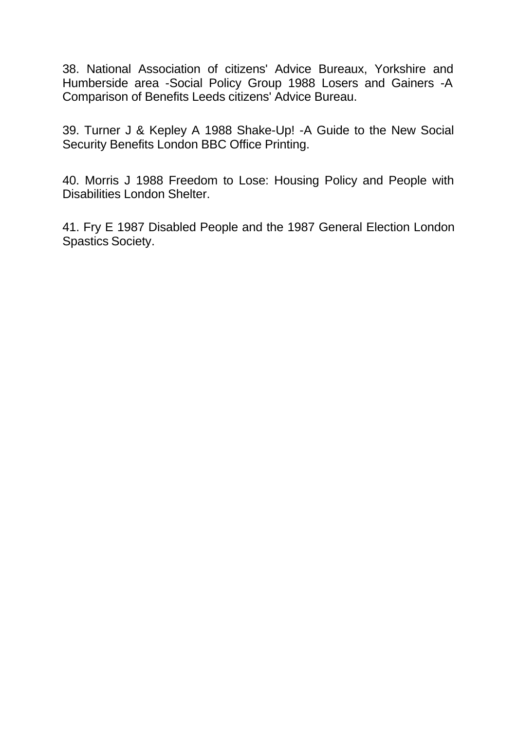38. National Association of citizens' Advice Bureaux, Yorkshire and Humberside area -Social Policy Group 1988 Losers and Gainers -A Comparison of Benefits Leeds citizens' Advice Bureau.

39. Turner J & Kepley A 1988 Shake-Up! -A Guide to the New Social Security Benefits London BBC Office Printing.

40. Morris J 1988 Freedom to Lose: Housing Policy and People with Disabilities London Shelter.

41. Fry E 1987 Disabled People and the 1987 General Election London Spastics Society.